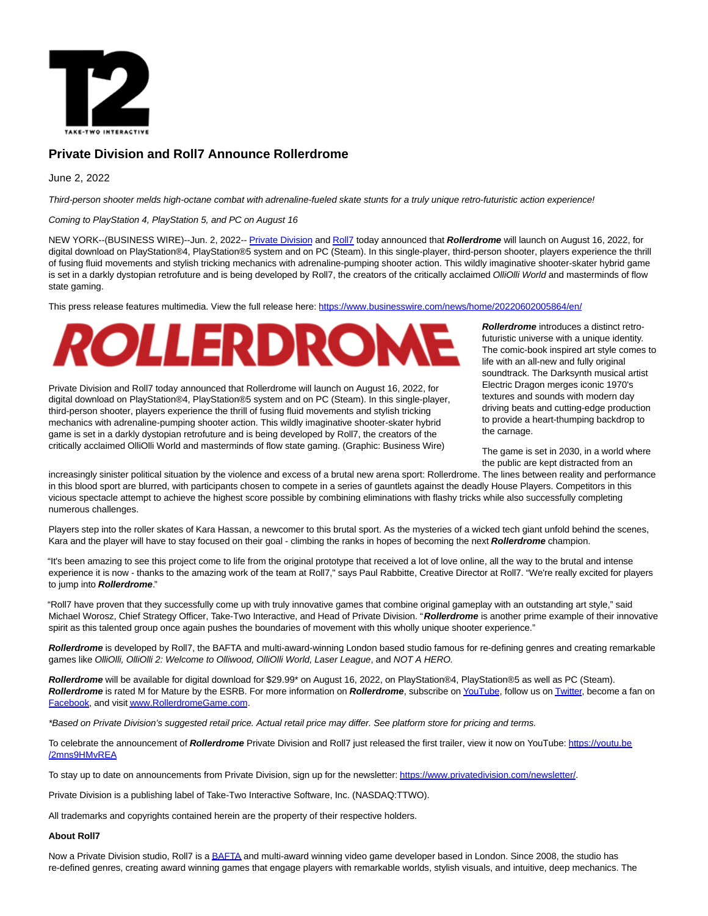# Private Division and Roll7 Announce Rollerdrome

June 2, 2022

*Third-person shooter melds high-octane combat with adrenaline-fueled skate stunts for a truly unique retro-futuristic action experience!*

*Coming to PlayStation 4, PlayStation 5, and PC on August 16*

NEW YORK--(BUSINESS WIRE)--Jun. 2, 2022-- Private Division and Roll7 today announced that ***Rollerdrome*** will launch on August 16, 2022, for digital download on PlayStation®4, PlayStation®5 system and on PC (Steam). In this single-player, third-person shooter, players experience the thrill of fusing fluid movements and stylish tricking mechanics with adrenaline-pumping shooter action. This wildly imaginative shooter-skater hybrid game is set in a darkly dystopian retrofuture and is being developed by Roll7, the creators of the critically acclaimed *OlliOlli World* and masterminds of flow state gaming.

This press release features multimedia. View the full release here: https://www.businesswire.com/news/home/20220602005864/en/

Private Division and Roll7 today announced that Rollerdrome will launch on August 16, 2022, for digital download on PlayStation®4, PlayStation®5 system and on PC (Steam). In this single-player, third-person shooter, players experience the thrill of fusing fluid movements and stylish tricking mechanics with adrenaline-pumping shooter action. This wildly imaginative shooter-skater hybrid game is set in a darkly dystopian retrofuture and is being developed by Roll7, the creators of the critically acclaimed OlliOlli World and masterminds of flow state gaming. (Graphic: Business Wire)

***Rollerdrome*** introduces a distinct retro-futuristic universe with a unique identity. The comic-book inspired art style comes to life with an all-new and fully original soundtrack. The Darksynth musical artist Electric Dragon merges iconic 1970's textures and sounds with modern day driving beats and cutting-edge production to provide a heart-thumping backdrop to the carnage.

The game is set in 2030, in a world where the public are kept distracted from an increasingly sinister political situation by the violence and excess of a brutal new arena sport: Rollerdrome. The lines between reality and performance in this blood sport are blurred, with participants chosen to compete in a series of gauntlets against the deadly House Players. Competitors in this vicious spectacle attempt to achieve the highest score possible by combining eliminations with flashy tricks while also successfully completing numerous challenges.

Players step into the roller skates of Kara Hassan, a newcomer to this brutal sport. As the mysteries of a wicked tech giant unfold behind the scenes, Kara and the player will have to stay focused on their goal - climbing the ranks in hopes of becoming the next ***Rollerdrome*** champion.

"It's been amazing to see this project come to life from the original prototype that received a lot of love online, all the way to the brutal and intense experience it is now - thanks to the amazing work of the team at Roll7," says Paul Rabbitte, Creative Director at Roll7. "We're really excited for players to jump into ***Rollerdrome***."

"Roll7 have proven that they successfully come up with truly innovative games that combine original gameplay with an outstanding art style," said Michael Worosz, Chief Strategy Officer, Take-Two Interactive, and Head of Private Division. "***Rollerdrome*** is another prime example of their innovative spirit as this talented group once again pushes the boundaries of movement with this wholly unique shooter experience."

***Rollerdrome*** is developed by Roll7, the BAFTA and multi-award-winning London based studio famous for re-defining genres and creating remarkable games like *OlliOlli, OlliOlli 2: Welcome to Olliwood, OlliOlli World, Laser League*, and *NOT A HERO.*

***Rollerdrome*** will be available for digital download for $29.99* on August 16, 2022, on PlayStation®4, PlayStation®5 as well as PC (Steam). ***Rollerdrome*** is rated M for Mature by the ESRB. For more information on ***Rollerdrome***, subscribe on YouTube, follow us on Twitter, become a fan on Facebook, and visit www.RollerdromeGame.com.

*\*Based on Private Division's suggested retail price. Actual retail price may differ. See platform store for pricing and terms.*

To celebrate the announcement of ***Rollerdrome*** Private Division and Roll7 just released the first trailer, view it now on YouTube: https://youtu.be/2mns9HMvREA

To stay up to date on announcements from Private Division, sign up for the newsletter: https://www.privatedivision.com/newsletter/.

Private Division is a publishing label of Take-Two Interactive Software, Inc. (NASDAQ:TTWO).

All trademarks and copyrights contained herein are the property of their respective holders.

**About Roll7**

Now a Private Division studio, Roll7 is a BAFTA and multi-award winning video game developer based in London. Since 2008, the studio has re-defined genres, creating award winning games that engage players with remarkable worlds, stylish visuals, and intuitive, deep mechanics. The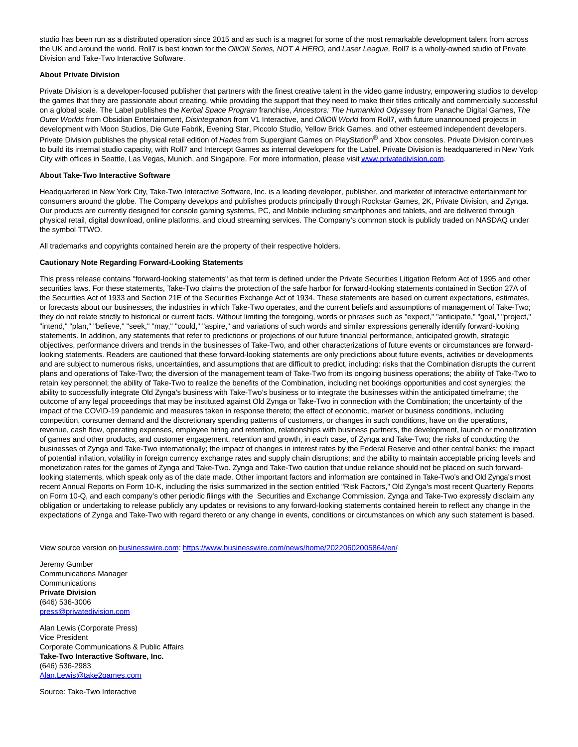studio has been run as a distributed operation since 2015 and as such is a magnet for some of the most remarkable development talent from across the UK and around the world. Roll7 is best known for the *OlliOlli Series, NOT A HERO,* and *Laser League*. Roll7 is a wholly-owned studio of Private Division and Take-Two Interactive Software.

**About Private Division**

Private Division is a developer-focused publisher that partners with the finest creative talent in the video game industry, empowering studios to develop the games that they are passionate about creating, while providing the support that they need to make their titles critically and commercially successful on a global scale. The Label publishes the *Kerbal Space Program* franchise, *Ancestors: The Humankind Odyssey* from Panache Digital Games, *The Outer Worlds* from Obsidian Entertainment, *Disintegration* from V1 Interactive, and *OlliOlli World* from Roll7, with future unannounced projects in development with Moon Studios, Die Gute Fabrik, Evening Star, Piccolo Studio, Yellow Brick Games, and other esteemed independent developers. Private Division publishes the physical retail edition of *Hades* from Supergiant Games on PlayStation® and Xbox consoles. Private Division continues to build its internal studio capacity, with Roll7 and Intercept Games as internal developers for the Label. Private Division is headquartered in New York City with offices in Seattle, Las Vegas, Munich, and Singapore. For more information, please visit [www.privatedivision.com](www.privatedivision.com).

**About Take-Two Interactive Software**

Headquartered in New York City, Take-Two Interactive Software, Inc. is a leading developer, publisher, and marketer of interactive entertainment for consumers around the globe. The Company develops and publishes products principally through Rockstar Games, 2K, Private Division, and Zynga. Our products are currently designed for console gaming systems, PC, and Mobile including smartphones and tablets, and are delivered through physical retail, digital download, online platforms, and cloud streaming services. The Company's common stock is publicly traded on NASDAQ under the symbol TTWO.

All trademarks and copyrights contained herein are the property of their respective holders.

**Cautionary Note Regarding Forward-Looking Statements**

This press release contains "forward-looking statements" as that term is defined under the Private Securities Litigation Reform Act of 1995 and other securities laws. For these statements, Take-Two claims the protection of the safe harbor for forward-looking statements contained in Section 27A of the Securities Act of 1933 and Section 21E of the Securities Exchange Act of 1934. These statements are based on current expectations, estimates, or forecasts about our businesses, the industries in which Take-Two operates, and the current beliefs and assumptions of management of Take-Two; they do not relate strictly to historical or current facts. Without limiting the foregoing, words or phrases such as "expect," "anticipate," "goal," "project," "intend," "plan," "believe," "seek," "may," "could," "aspire," and variations of such words and similar expressions generally identify forward-looking statements. In addition, any statements that refer to predictions or projections of our future financial performance, anticipated growth, strategic objectives, performance drivers and trends in the businesses of Take-Two, and other characterizations of future events or circumstances are forward-looking statements. Readers are cautioned that these forward-looking statements are only predictions about future events, activities or developments and are subject to numerous risks, uncertainties, and assumptions that are difficult to predict, including: risks that the Combination disrupts the current plans and operations of Take-Two; the diversion of the management team of Take-Two from its ongoing business operations; the ability of Take-Two to retain key personnel; the ability of Take-Two to realize the benefits of the Combination, including net bookings opportunities and cost synergies; the ability to successfully integrate Old Zynga's business with Take-Two's business or to integrate the businesses within the anticipated timeframe; the outcome of any legal proceedings that may be instituted against Old Zynga or Take-Two in connection with the Combination; the uncertainty of the impact of the COVID-19 pandemic and measures taken in response thereto; the effect of economic, market or business conditions, including competition, consumer demand and the discretionary spending patterns of customers, or changes in such conditions, have on the operations, revenue, cash flow, operating expenses, employee hiring and retention, relationships with business partners, the development, launch or monetization of games and other products, and customer engagement, retention and growth, in each case, of Zynga and Take-Two; the risks of conducting the businesses of Zynga and Take-Two internationally; the impact of changes in interest rates by the Federal Reserve and other central banks; the impact of potential inflation, volatility in foreign currency exchange rates and supply chain disruptions; and the ability to maintain acceptable pricing levels and monetization rates for the games of Zynga and Take-Two. Zynga and Take-Two caution that undue reliance should not be placed on such forward-looking statements, which speak only as of the date made. Other important factors and information are contained in Take-Two's and Old Zynga's most recent Annual Reports on Form 10-K, including the risks summarized in the section entitled "Risk Factors," Old Zynga's most recent Quarterly Reports on Form 10-Q, and each company's other periodic filings with the Securities and Exchange Commission. Zynga and Take-Two expressly disclaim any obligation or undertaking to release publicly any updates or revisions to any forward-looking statements contained herein to reflect any change in the expectations of Zynga and Take-Two with regard thereto or any change in events, conditions or circumstances on which any such statement is based.

View source version on [businesswire.com](businesswire.com): [https://www.businesswire.com/news/home/20220602005864/en/](https://www.businesswire.com/news/home/20220602005864/en/)

Jeremy Gumber
Communications Manager
Communications
**Private Division**
(646) 536-3006
[press@privatedivision.com](mailto:press@privatedivision.com)

Alan Lewis (Corporate Press)
Vice President
Corporate Communications & Public Affairs
**Take-Two Interactive Software, Inc.**
(646) 536-2983
[Alan.Lewis@take2games.com](mailto:Alan.Lewis@take2games.com)

Source: Take-Two Interactive